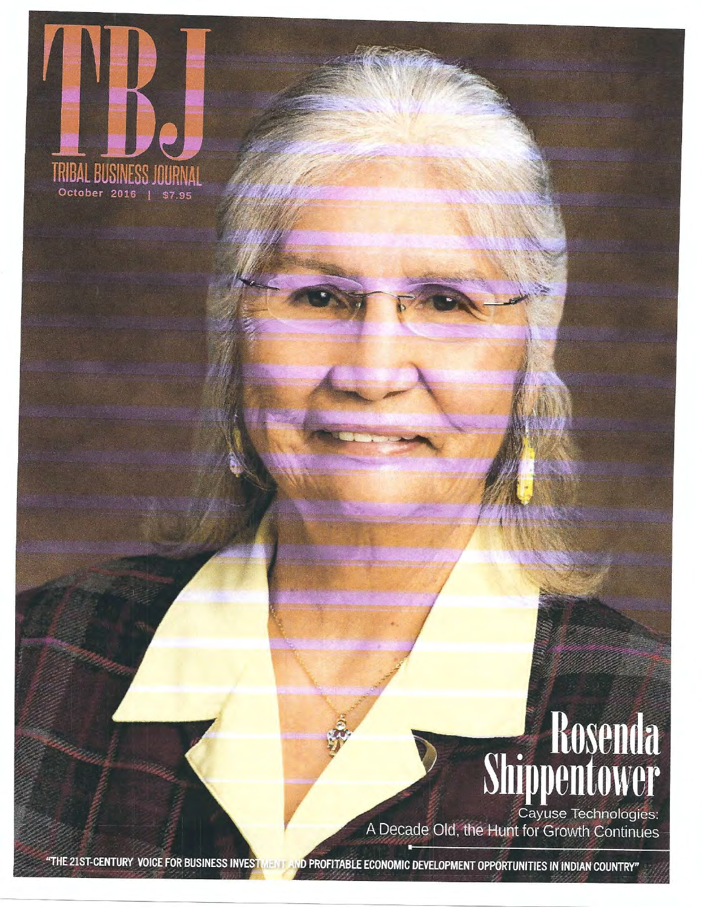# TBJ

TRIBAL BUSINESS JOURNAL

October 2016 | $7.95

## Rosenda Shippentower

Cayuse Technologies:
A Decade Old, the Hunt for Growth Continues

"THE 21ST-CENTURY VOICE FOR BUSINESS INVESTMENT AND PROFITABLE ECONOMIC DEVELOPMENT OPPORTUNITIES IN INDIAN COUNTRY"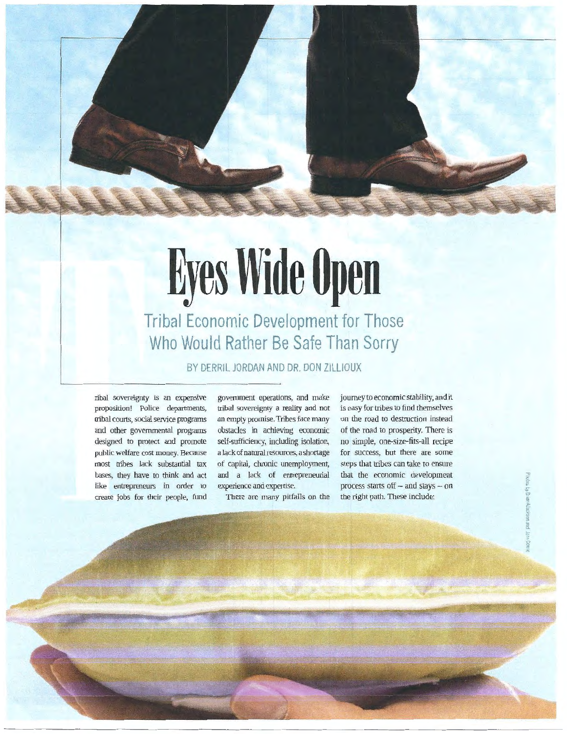# Eyes Wide Open

## Tribal Economic Development for Those Who Would Rather Be Safe Than Sorry

BY DERRIL JORDAN AND DR. DON ZILLIOUX

Tribal sovereignty is an expensive proposition! Police departments, tribal courts, social service programs and other governmental programs designed to protect and promote public welfare cost money. Because most tribes lack substantial tax bases, they have to think and act like entrepreneurs in order to create jobs for their people, fund government operations, and make tribal sovereignty a reality and not an empty promise. Tribes face many obstacles in achieving economic self-sufficiency, including isolation, a lack of natural resources, a shortage of capital, chronic unemployment, and a lack of entrepreneurial experience and expertise.

There are many pitfalls on the journey to economic stability, and it is easy for tribes to find themselves on the road to destruction instead of the road to prosperity. There is no simple, one-size-fits-all recipe for success, but there are some steps that tribes can take to ensure that the economic development process starts off – and stays – on the right path. These include: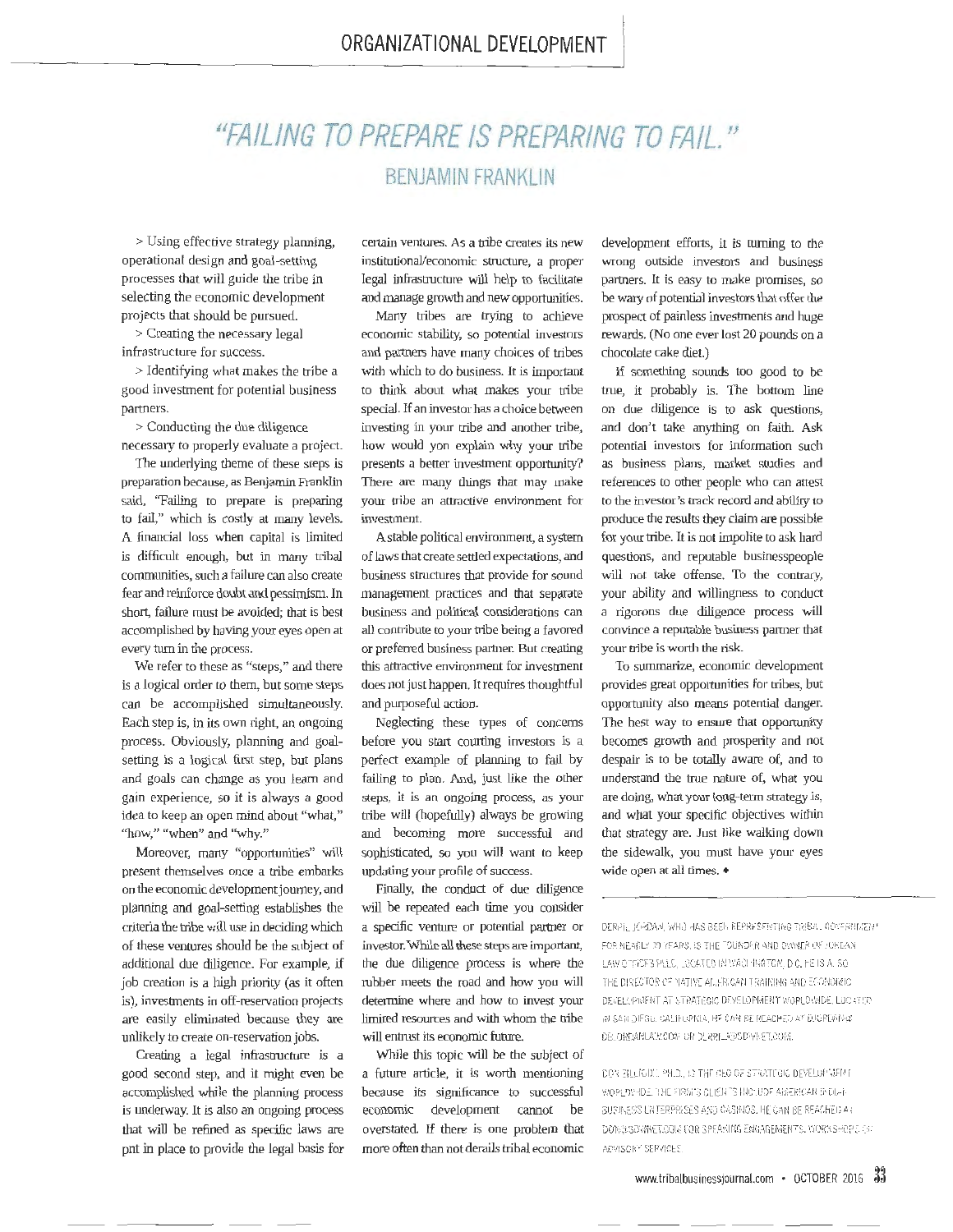## "FAILING TO PREPARE IS PREPARING TO FAIL."

BENJAMIN FRANKLIN

> Using effective strategy planning, operational design and goal-setting processes that will guide the tribe in selecting the economic development projects that should be pursued.

> Creating the necessary legal infrastructure for success.

> Identifying what makes the tribe a good investment for potential business partners.

> Conducting the due diligence necessary to properly evaluate a project.

The underlying theme of these steps is preparation because, as Benjamin Franklin said, "Failing to prepare is preparing to fail," which is costly at many levels. A financial loss when capital is limited is difficult enough, but in many tribal communities, such a failure can also create fear and reinforce doubt and pessimism. In short, failure must be avoided; that is best accomplished by having your eyes open at every turn in the process.

We refer to these as "steps," and there is a logical order to them, but some steps can be accomplished simultaneously. Each step is, in its own right, an ongoing process. Obviously, planning and goal-setting is a logical first step, but plans and goals can change as you learn and gain experience, so it is always a good idea to keep an open mind about "what," "how," "when" and "why."

Moreover, many "opportunities" will present themselves once a tribe embarks on the economic development journey, and planning and goal-setting establishes the criteria the tribe will use in deciding which of these ventures should be the subject of additional due diligence. For example, if job creation is a high priority (as it often is), investments in off-reservation projects are easily eliminated because they are unlikely to create on-reservation jobs.

Creating a legal infrastructure is a good second step, and it might even be accomplished while the planning process is underway. It is also an ongoing process that will be refined as specific laws are put in place to provide the legal basis for certain ventures. As a tribe creates its new institutional/economic structure, a proper legal infrastructure will help to facilitate and manage growth and new opportunities.

Many tribes are trying to achieve economic stability, so potential investors and partners have many choices of tribes with which to do business. It is important to think about what makes your tribe special. If an investor has a choice between investing in your tribe and another tribe, how would you explain why your tribe presents a better investment opportunity? There are many things that may make your tribe an attractive environment for investment.

A stable political environment, a system of laws that create settled expectations, and business structures that provide for sound management practices and that separate business and political considerations can all contribute to your tribe being a favored or preferred business partner. But creating this attractive environment for investment does not just happen. It requires thoughtful and purposeful action.

Neglecting these types of concerns before you start courting investors is a perfect example of planning to fail by failing to plan. And, just like the other steps, it is an ongoing process, as your tribe will (hopefully) always be growing and becoming more successful and sophisticated, so you will want to keep updating your profile of success.

Finally, the conduct of due diligence will be repeated each time you consider a specific venture or potential partner or investor. While all these steps are important, the due diligence process is where the rubber meets the road and how you will determine where and how to invest your limited resources and with whom the tribe will entrust its economic future.

While this topic will be the subject of a future article, it is worth mentioning because its significance to successful economic development cannot be overstated. If there is one problem that more often than not derails tribal economic development efforts, it is turning to the wrong outside investors and business partners. It is easy to make promises, so be wary of potential investors that offer the prospect of painless investments and huge rewards. (No one ever lost 20 pounds on a chocolate cake diet.)

If something sounds too good to be true, it probably is. The bottom line on due diligence is to ask questions, and don't take anything on faith. Ask potential investors for information such as business plans, market studies and references to other people who can attest to the investor's track record and ability to produce the results they claim are possible for your tribe. It is not impolite to ask hard questions, and reputable businesspeople will not take offense. To the contrary, your ability and willingness to conduct a rigorous due diligence process will convince a reputable business partner that your tribe is worth the risk.

To summarize, economic development provides great opportunities for tribes, but opportunity also means potential danger. The best way to ensure that opportunity becomes growth and prosperity and not despair is to be totally aware of, and to understand the true nature of, what you are doing, what your long-term strategy is, and what your specific objectives within that strategy are. Just like walking down the sidewalk, you must have your eyes wide open at all times. ◆

---

DERRIL JORDAN, WHO HAS BEEN REPRESENTING TRIBAL GOVERNMENTS FOR NEARLY 30 YEARS, IS THE FOUNDER AND OWNER OF JORDAN LAW OFFICES PLLC, LOCATED IN WASHINGTON, D.C. HE IS ALSO THE DIRECTOR OF NATIVE AMERICAN TRAINING AND ECONOMIC DEVELOPMENT AT STRATEGIC DEVELOPMENT WORLDWIDE, LOCATED IN SAN DIEGO, CALIFORNIA. HE CAN BE REACHED AT DJORDAN@DEJORDANLAW.COM OR DERRIL@SDWNET.COM.

DON BILLFORD, PH.D., IS THE CEO OF STRATEGIC DEVELOPMENT WORLDWIDE. THE FIRM'S CLIENTS INCLUDE AMERICAN INDIAN BUSINESS ENTERPRISES AND CASINOS. HE CAN BE REACHED AT DON@SDWNET.COM FOR SPEAKING ENGAGEMENTS, WORKSHOPS OR ADVISORY SERVICES.